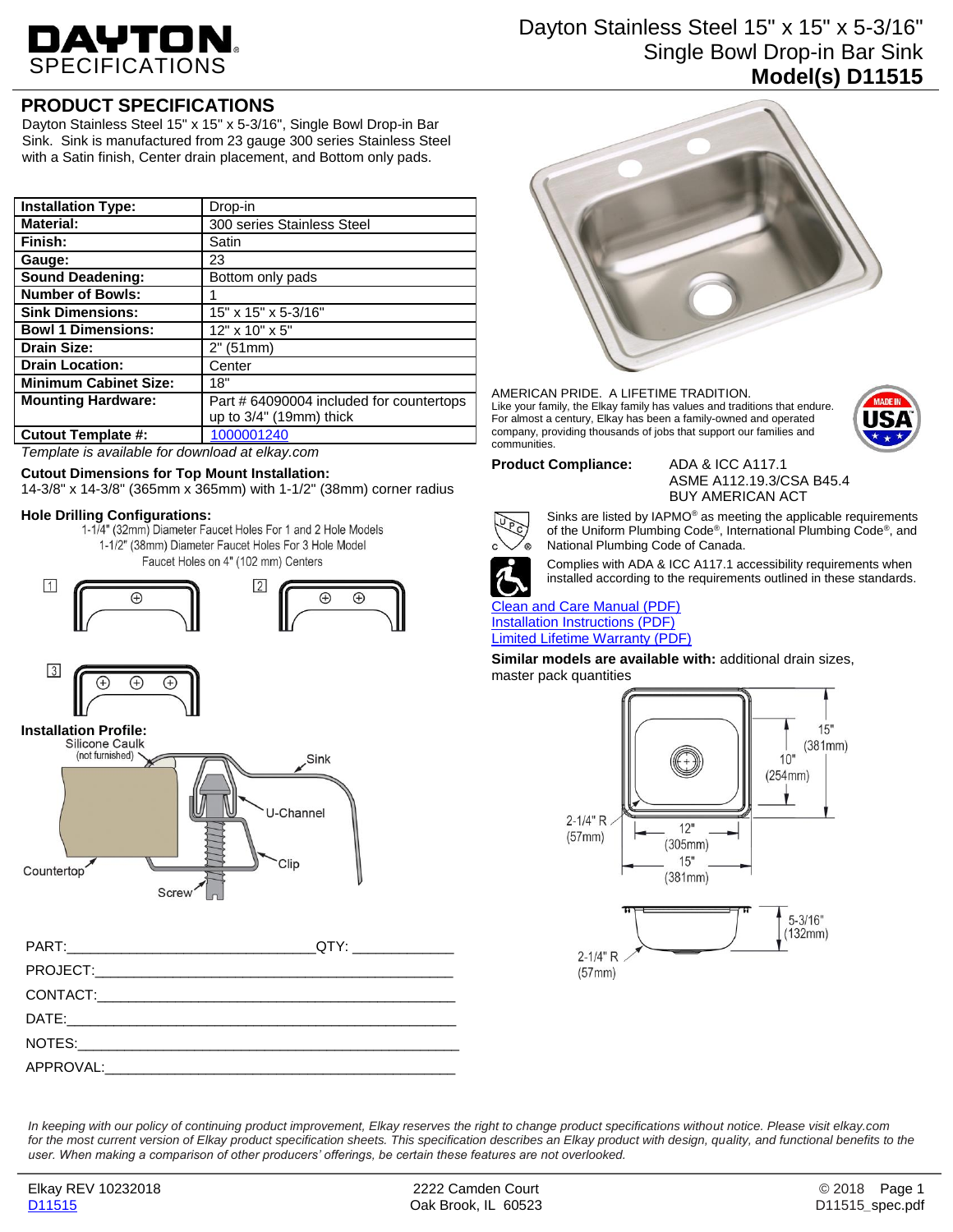# Dayton Stainless Steel 15" x 15" x 5-3/16" Single Bowl Drop-in Bar Sink

**Model(s) D11515**

## PRODUCT SPECIFICATIONS

Dayton Stainless Steel 15" x 15" x 5-3/16", Single Bowl Drop-in Bar Sink. Sink is manufactured from 23 gauge 300 series Stainless Steel with a Satin finish, Center drain placement, and Bottom only pads.

| | |
|---|---|
| **Installation Type:** | Drop-in |
| **Material:** | 300 series Stainless Steel |
| **Finish:** | Satin |
| **Gauge:** | 23 |
| **Sound Deadening:** | Bottom only pads |
| **Number of Bowls:** | 1 |
| **Sink Dimensions:** | 15" x 15" x 5-3/16" |
| **Bowl 1 Dimensions:** | 12" x 10" x 5" |
| **Drain Size:** | 2" (51mm) |
| **Drain Location:** | Center |
| **Minimum Cabinet Size:** | 18" |
| **Mounting Hardware:** | Part # 64090004 included for countertops up to 3/4" (19mm) thick |
| **Cutout Template #:** | 1000001240 |

*Template is available for download at elkay.com*

**Cutout Dimensions for Top Mount Installation:**
14-3/8" x 14-3/8" (365mm x 365mm) with 1-1/2" (38mm) corner radius

**Hole Drilling Configurations:**
1-1/4" (32mm) Diameter Faucet Holes For 1 and 2 Hole Models
1-1/2" (38mm) Diameter Faucet Holes For 3 Hole Model
Faucet Holes on 4" (102 mm) Centers

1 2 3

**Installation Profile:**
Silicone Caulk (not furnished), Sink, U-Channel, Clip, Countertop, Screw

AMERICAN PRIDE. A LIFETIME TRADITION.
Like your family, the Elkay family has values and traditions that endure. For almost a century, Elkay has been a family-owned and operated company, providing thousands of jobs that support our families and communities.

MADE IN USA

**Product Compliance:** ADA & ICC A117.1
ASME A112.19.3/CSA B45.4
BUY AMERICAN ACT

Sinks are listed by IAPMO® as meeting the applicable requirements of the Uniform Plumbing Code®, International Plumbing Code®, and National Plumbing Code of Canada.

Complies with ADA & ICC A117.1 accessibility requirements when installed according to the requirements outlined in these standards.

[Clean and Care Manual (PDF)]
[Installation Instructions (PDF)]
[Limited Lifetime Warranty (PDF)]

**Similar models are available with:** additional drain sizes, master pack quantities

15" (381mm) | 10" (254mm) | 2-1/4" R (57mm) | 12" (305mm) | 15" (381mm) | 5-3/16" (132mm) | 2-1/4" R (57mm)

PART:______________________________QTY: ____________

PROJECT:_____________________________________________

CONTACT:_____________________________________________

DATE:________________________________________________

NOTES:_______________________________________________

APPROVAL:____________________________________________

*In keeping with our policy of continuing product improvement, Elkay reserves the right to change product specifications without notice. Please visit elkay.com for the most current version of Elkay product specification sheets. This specification describes an Elkay product with design, quality, and functional benefits to the user. When making a comparison of other producers' offerings, be certain these features are not overlooked.*

Elkay REV 10232018 | 2222 Camden Court, Oak Brook, IL 60523 | © 2018
D11515 | D11515_spec.pdf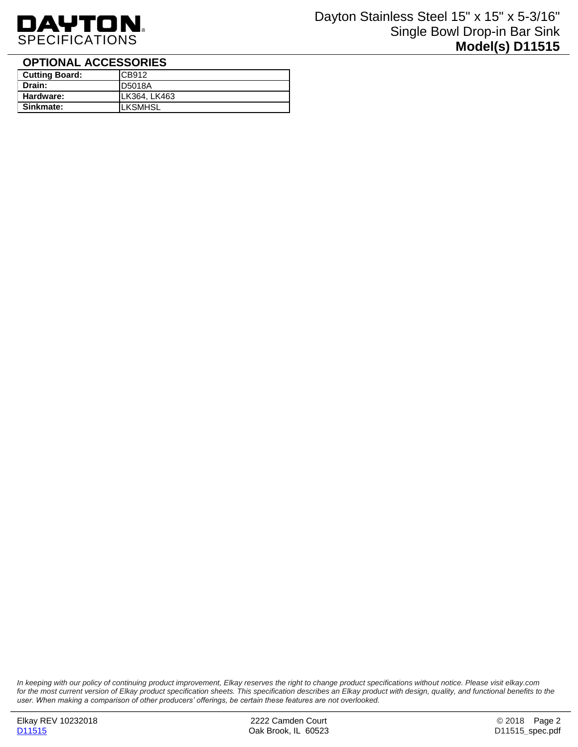## OPTIONAL ACCESSORIES

| | |
|---|---|
| **Cutting Board:** | CB912 |
| **Drain:** | D5018A |
| **Hardware:** | LK364, LK463 |
| **Sinkmate:** | LKSMHSL |

*In keeping with our policy of continuing product improvement, Elkay reserves the right to change product specifications without notice. Please visit elkay.com for the most current version of Elkay product specification sheets. This specification describes an Elkay product with design, quality, and functional benefits to the user. When making a comparison of other producers' offerings, be certain these features are not overlooked.*

Elkay REV 10232018
D11515

2222 Camden Court
Oak Brook, IL 60523

© 2018
D11515_spec.pdf